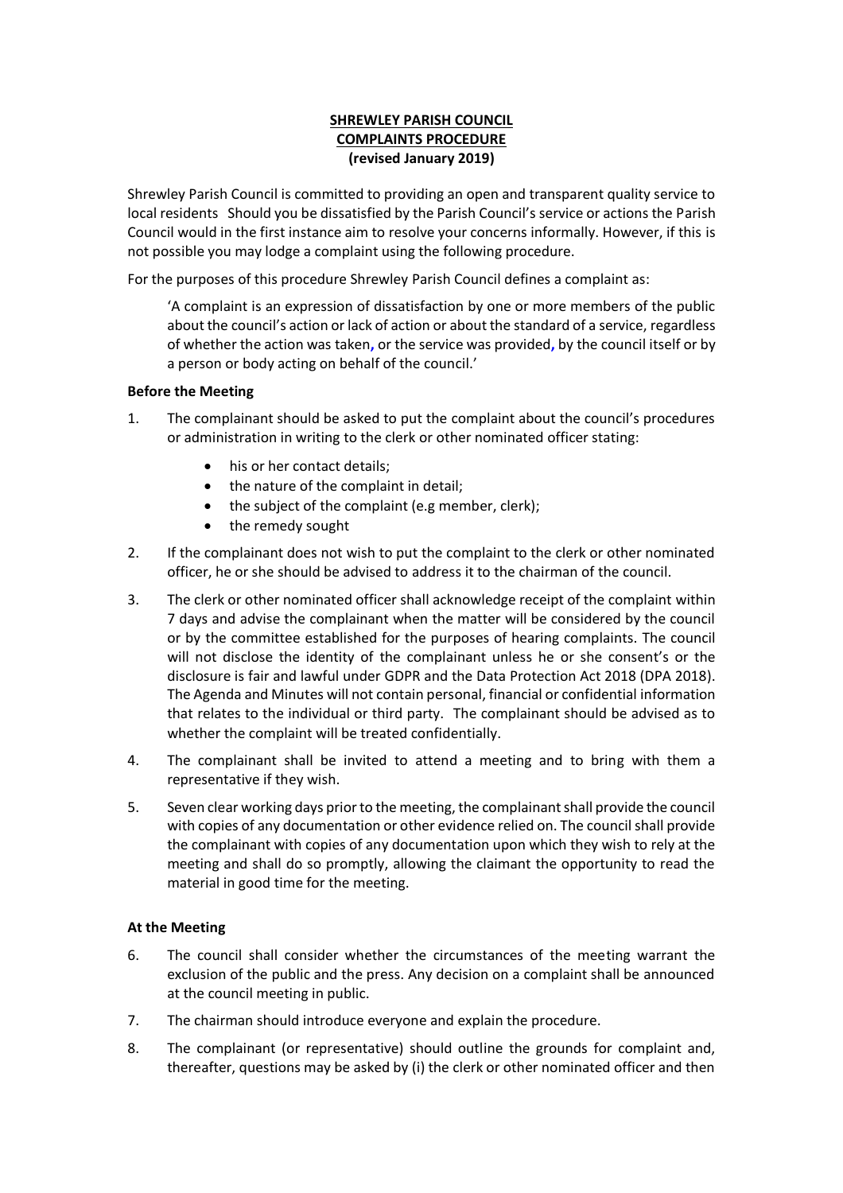# SHREWLEY PARISH COUNCIL
## COMPLAINTS PROCEDURE
### (revised January 2019)

Shrewley Parish Council is committed to providing an open and transparent quality service to local residents Should you be dissatisfied by the Parish Council's service or actions the Parish Council would in the first instance aim to resolve your concerns informally. However, if this is not possible you may lodge a complaint using the following procedure.

For the purposes of this procedure Shrewley Parish Council defines a complaint as:

> 'A complaint is an expression of dissatisfaction by one or more members of the public about the council's action or lack of action or about the standard of a service, regardless of whether the action was taken, or the service was provided, by the council itself or by a person or body acting on behalf of the council.'

**Before the Meeting**

1. The complainant should be asked to put the complaint about the council's procedures or administration in writing to the clerk or other nominated officer stating:
    - his or her contact details;
    - the nature of the complaint in detail;
    - the subject of the complaint (e.g member, clerk);
    - the remedy sought
2. If the complainant does not wish to put the complaint to the clerk or other nominated officer, he or she should be advised to address it to the chairman of the council.
3. The clerk or other nominated officer shall acknowledge receipt of the complaint within 7 days and advise the complainant when the matter will be considered by the council or by the committee established for the purposes of hearing complaints. The council will not disclose the identity of the complainant unless he or she consent's or the disclosure is fair and lawful under GDPR and the Data Protection Act 2018 (DPA 2018). The Agenda and Minutes will not contain personal, financial or confidential information that relates to the individual or third party. The complainant should be advised as to whether the complaint will be treated confidentially.
4. The complainant shall be invited to attend a meeting and to bring with them a representative if they wish.
5. Seven clear working days prior to the meeting, the complainant shall provide the council with copies of any documentation or other evidence relied on. The council shall provide the complainant with copies of any documentation upon which they wish to rely at the meeting and shall do so promptly, allowing the claimant the opportunity to read the material in good time for the meeting.

**At the Meeting**

6. The council shall consider whether the circumstances of the meeting warrant the exclusion of the public and the press. Any decision on a complaint shall be announced at the council meeting in public.
7. The chairman should introduce everyone and explain the procedure.
8. The complainant (or representative) should outline the grounds for complaint and, thereafter, questions may be asked by (i) the clerk or other nominated officer and then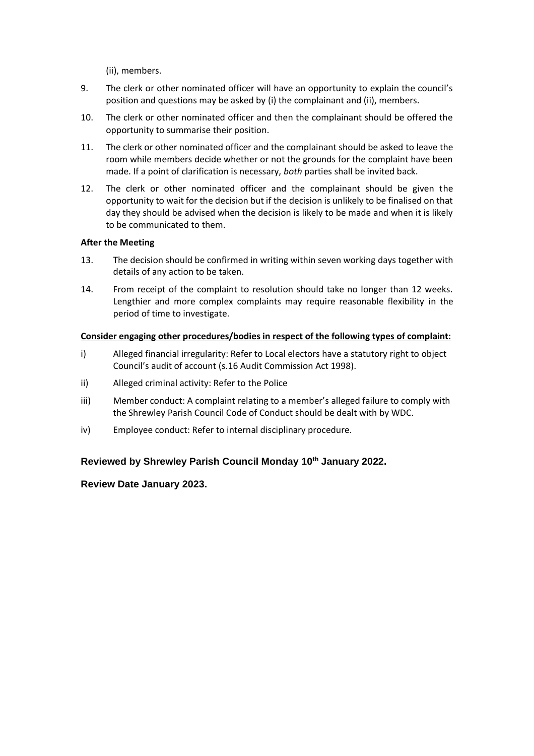(ii), members.

9. The clerk or other nominated officer will have an opportunity to explain the council's position and questions may be asked by (i) the complainant and (ii), members.

10. The clerk or other nominated officer and then the complainant should be offered the opportunity to summarise their position.

11. The clerk or other nominated officer and the complainant should be asked to leave the room while members decide whether or not the grounds for the complaint have been made. If a point of clarification is necessary, *both* parties shall be invited back.

12. The clerk or other nominated officer and the complainant should be given the opportunity to wait for the decision but if the decision is unlikely to be finalised on that day they should be advised when the decision is likely to be made and when it is likely to be communicated to them.

**After the Meeting**

13. The decision should be confirmed in writing within seven working days together with details of any action to be taken.

14. From receipt of the complaint to resolution should take no longer than 12 weeks. Lengthier and more complex complaints may require reasonable flexibility in the period of time to investigate.

**Consider engaging other procedures/bodies in respect of the following types of complaint:**

i) Alleged financial irregularity: Refer to Local electors have a statutory right to object Council's audit of account (s.16 Audit Commission Act 1998).

ii) Alleged criminal activity: Refer to the Police

iii) Member conduct: A complaint relating to a member's alleged failure to comply with the Shrewley Parish Council Code of Conduct should be dealt with by WDC.

iv) Employee conduct: Refer to internal disciplinary procedure.

**Reviewed by Shrewley Parish Council Monday 10th January 2022.**

**Review Date January 2023.**